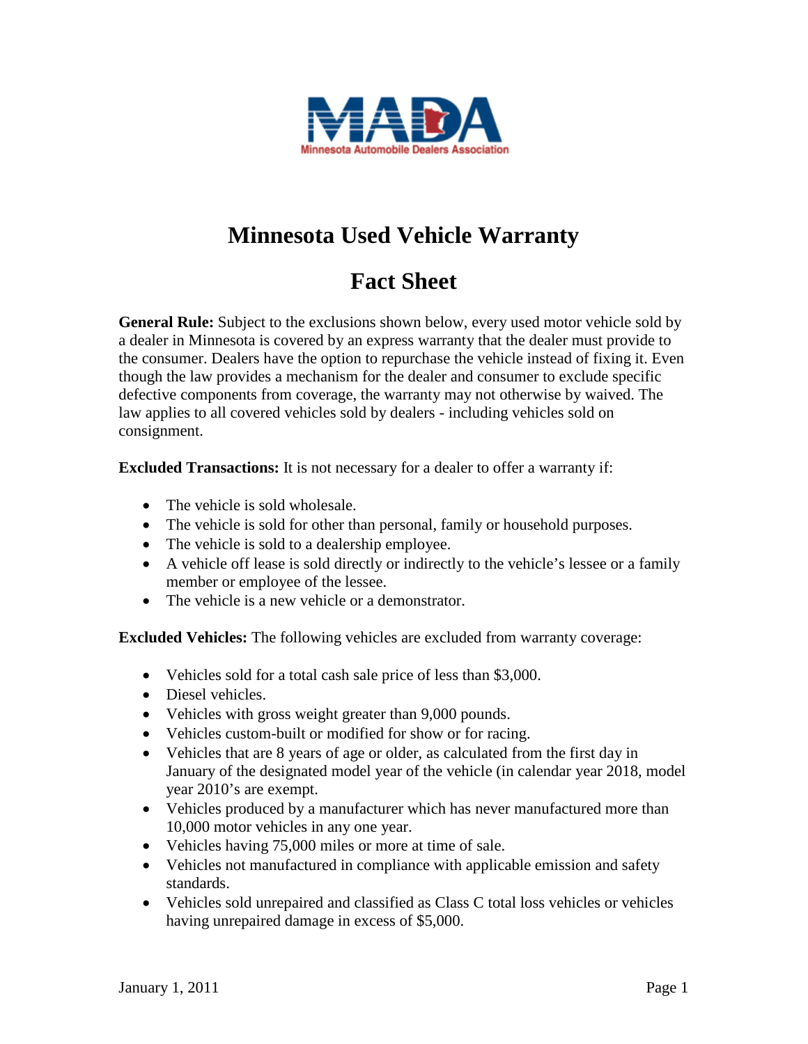MADA

Minnesota Automobile Dealers Association

# Minnesota Used Vehicle Warranty

# Fact Sheet

**General Rule:** Subject to the exclusions shown below, every used motor vehicle sold by a dealer in Minnesota is covered by an express warranty that the dealer must provide to the consumer. Dealers have the option to repurchase the vehicle instead of fixing it. Even though the law provides a mechanism for the dealer and consumer to exclude specific defective components from coverage, the warranty may not otherwise by waived. The law applies to all covered vehicles sold by dealers - including vehicles sold on consignment.

**Excluded Transactions:** It is not necessary for a dealer to offer a warranty if:

- The vehicle is sold wholesale.
- The vehicle is sold for other than personal, family or household purposes.
- The vehicle is sold to a dealership employee.
- A vehicle off lease is sold directly or indirectly to the vehicle's lessee or a family member or employee of the lessee.
- The vehicle is a new vehicle or a demonstrator.

**Excluded Vehicles:** The following vehicles are excluded from warranty coverage:

- Vehicles sold for a total cash sale price of less than $3,000.
- Diesel vehicles.
- Vehicles with gross weight greater than 9,000 pounds.
- Vehicles custom-built or modified for show or for racing.
- Vehicles that are 8 years of age or older, as calculated from the first day in January of the designated model year of the vehicle (in calendar year 2018, model year 2010's are exempt.
- Vehicles produced by a manufacturer which has never manufactured more than 10,000 motor vehicles in any one year.
- Vehicles having 75,000 miles or more at time of sale.
- Vehicles not manufactured in compliance with applicable emission and safety standards.
- Vehicles sold unrepaired and classified as Class C total loss vehicles or vehicles having unrepaired damage in excess of $5,000.

January 1, 2011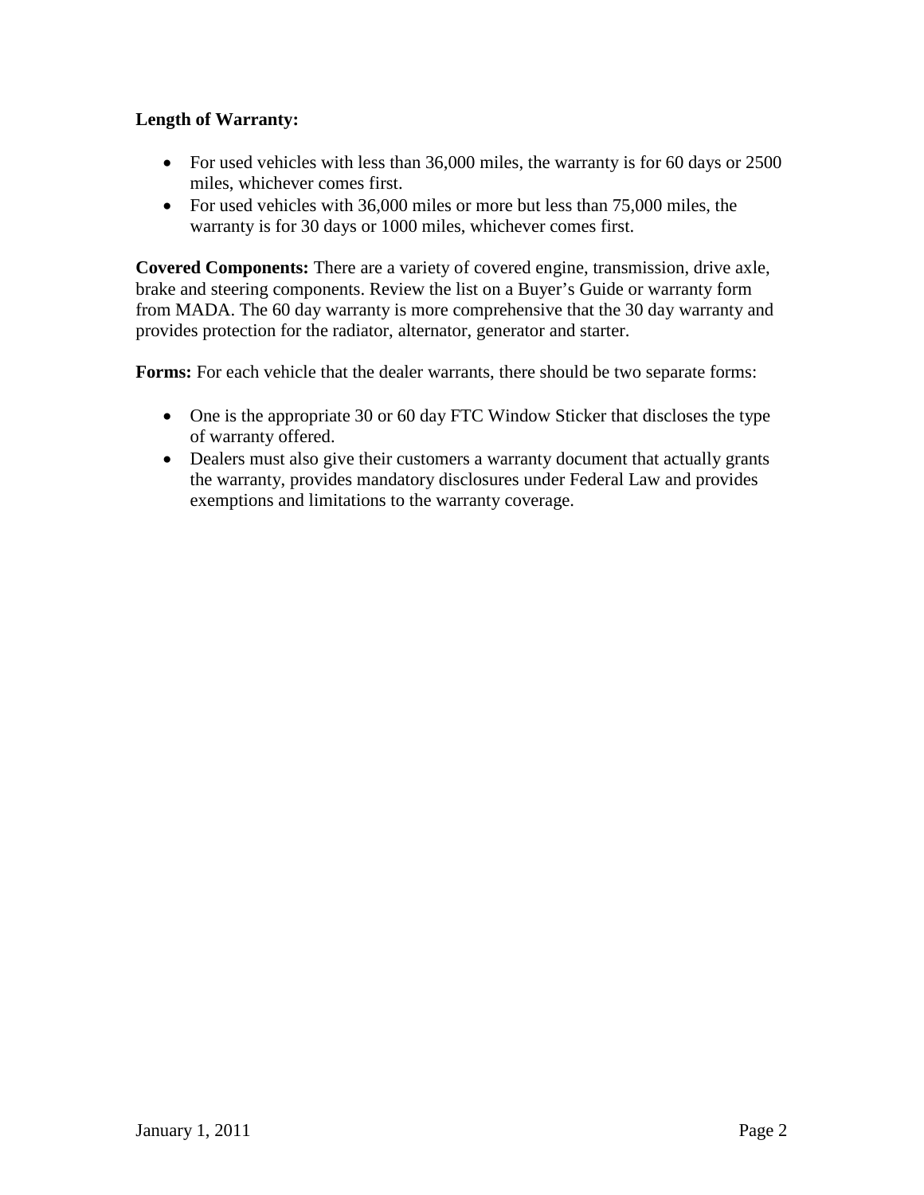**Length of Warranty:**

- For used vehicles with less than 36,000 miles, the warranty is for 60 days or 2500 miles, whichever comes first.
- For used vehicles with 36,000 miles or more but less than 75,000 miles, the warranty is for 30 days or 1000 miles, whichever comes first.

**Covered Components:** There are a variety of covered engine, transmission, drive axle, brake and steering components. Review the list on a Buyer's Guide or warranty form from MADA. The 60 day warranty is more comprehensive that the 30 day warranty and provides protection for the radiator, alternator, generator and starter.

**Forms:** For each vehicle that the dealer warrants, there should be two separate forms:

- One is the appropriate 30 or 60 day FTC Window Sticker that discloses the type of warranty offered.
- Dealers must also give their customers a warranty document that actually grants the warranty, provides mandatory disclosures under Federal Law and provides exemptions and limitations to the warranty coverage.